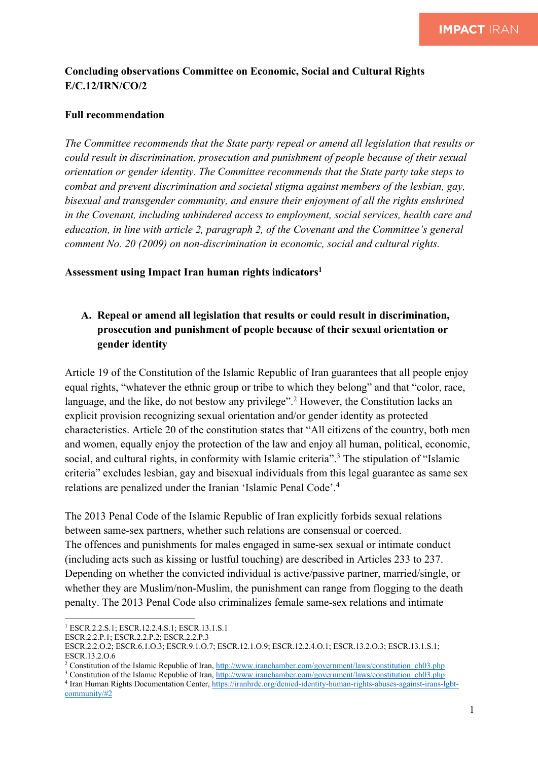**Concluding observations Committee on Economic, Social and Cultural Rights E/C.12/IRN/CO/2**

**Full recommendation**

*The Committee recommends that the State party repeal or amend all legislation that results or could result in discrimination, prosecution and punishment of people because of their sexual orientation or gender identity. The Committee recommends that the State party take steps to combat and prevent discrimination and societal stigma against members of the lesbian, gay, bisexual and transgender community, and ensure their enjoyment of all the rights enshrined in the Covenant, including unhindered access to employment, social services, health care and education, in line with article 2, paragraph 2, of the Covenant and the Committee's general comment No. 20 (2009) on non-discrimination in economic, social and cultural rights.*

**Assessment using Impact Iran human rights indicators**[1]

## A. Repeal or amend all legislation that results or could result in discrimination, prosecution and punishment of people because of their sexual orientation or gender identity

Article 19 of the Constitution of the Islamic Republic of Iran guarantees that all people enjoy equal rights, "whatever the ethnic group or tribe to which they belong" and that "color, race, language, and the like, do not bestow any privilege".[2] However, the Constitution lacks an explicit provision recognizing sexual orientation and/or gender identity as protected characteristics. Article 20 of the constitution states that "All citizens of the country, both men and women, equally enjoy the protection of the law and enjoy all human, political, economic, social, and cultural rights, in conformity with Islamic criteria".[3] The stipulation of "Islamic criteria" excludes lesbian, gay and bisexual individuals from this legal guarantee as same sex relations are penalized under the Iranian 'Islamic Penal Code'.[4]

The 2013 Penal Code of the Islamic Republic of Iran explicitly forbids sexual relations between same-sex partners, whether such relations are consensual or coerced.
The offences and punishments for males engaged in same-sex sexual or intimate conduct (including acts such as kissing or lustful touching) are described in Articles 233 to 237. Depending on whether the convicted individual is active/passive partner, married/single, or whether they are Muslim/non-Muslim, the punishment can range from flogging to the death penalty. The 2013 Penal Code also criminalizes female same-sex relations and intimate

---

[1] ESCR.2.2.S.1; ESCR.12.2.4.S.1; ESCR.13.1.S.1
ESCR.2.2.P.1; ESCR.2.2.P.2; ESCR.2.2.P.3
ESCR.2.2.O.2; ESCR.6.1.O.3; ESCR.9.1.O.7; ESCR.12.1.O.9; ESCR.12.2.4.O.1; ESCR.13.2.O.3; ESCR.13.1.S.1; ESCR.13.2.O.6

[2] Constitution of the Islamic Republic of Iran, http://www.iranchamber.com/government/laws/constitution_ch03.php

[3] Constitution of the Islamic Republic of Iran, http://www.iranchamber.com/government/laws/constitution_ch03.php

[4] Iran Human Rights Documentation Center, https://iranhrdc.org/denied-identity-human-rights-abuses-against-irans-lgbt-community/#2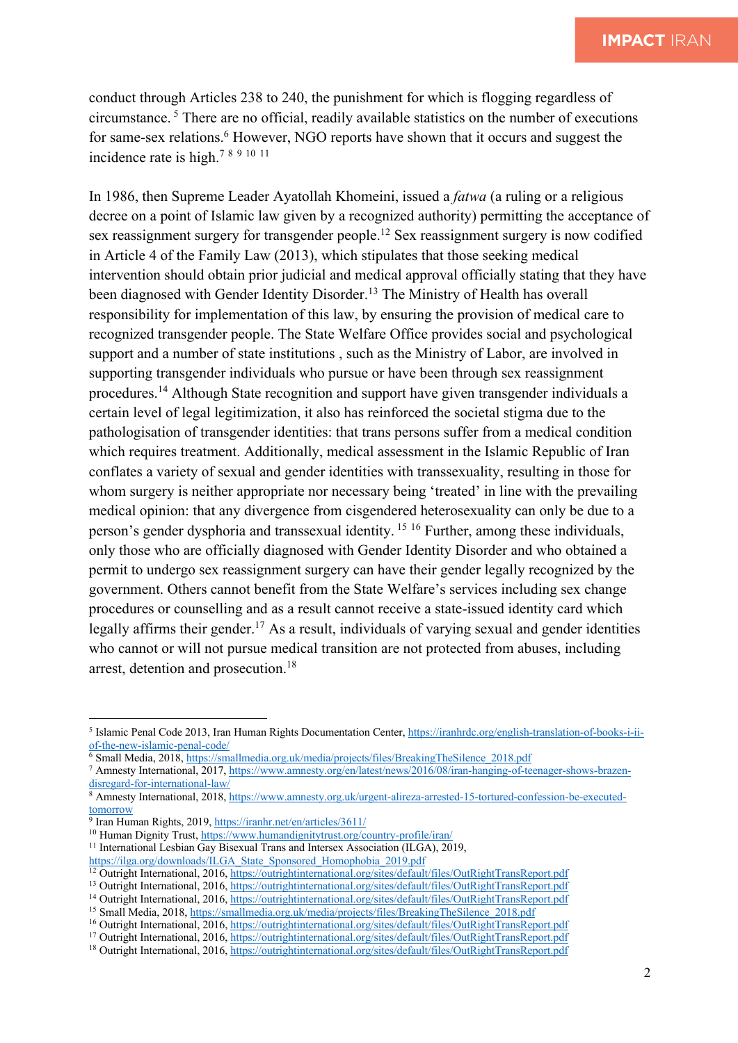conduct through Articles 238 to 240, the punishment for which is flogging regardless of circumstance. [5] There are no official, readily available statistics on the number of executions for same-sex relations.[6] However, NGO reports have shown that it occurs and suggest the incidence rate is high.[7] [8] [9] [10] [11]

In 1986, then Supreme Leader Ayatollah Khomeini, issued a *fatwa* (a ruling or a religious decree on a point of Islamic law given by a recognized authority) permitting the acceptance of sex reassignment surgery for transgender people.[12] Sex reassignment surgery is now codified in Article 4 of the Family Law (2013), which stipulates that those seeking medical intervention should obtain prior judicial and medical approval officially stating that they have been diagnosed with Gender Identity Disorder.[13] The Ministry of Health has overall responsibility for implementation of this law, by ensuring the provision of medical care to recognized transgender people. The State Welfare Office provides social and psychological support and a number of state institutions , such as the Ministry of Labor, are involved in supporting transgender individuals who pursue or have been through sex reassignment procedures.[14] Although State recognition and support have given transgender individuals a certain level of legal legitimization, it also has reinforced the societal stigma due to the pathologisation of transgender identities: that trans persons suffer from a medical condition which requires treatment. Additionally, medical assessment in the Islamic Republic of Iran conflates a variety of sexual and gender identities with transsexuality, resulting in those for whom surgery is neither appropriate nor necessary being 'treated' in line with the prevailing medical opinion: that any divergence from cisgendered heterosexuality can only be due to a person's gender dysphoria and transsexual identity. [15] [16] Further, among these individuals, only those who are officially diagnosed with Gender Identity Disorder and who obtained a permit to undergo sex reassignment surgery can have their gender legally recognized by the government. Others cannot benefit from the State Welfare's services including sex change procedures or counselling and as a result cannot receive a state-issued identity card which legally affirms their gender.[17] As a result, individuals of varying sexual and gender identities who cannot or will not pursue medical transition are not protected from abuses, including arrest, detention and prosecution.[18]

---

[5] Islamic Penal Code 2013, Iran Human Rights Documentation Center, https://iranhrdc.org/english-translation-of-books-i-ii-of-the-new-islamic-penal-code/
[6] Small Media, 2018, https://smallmedia.org.uk/media/projects/files/BreakingTheSilence_2018.pdf
[7] Amnesty International, 2017, https://www.amnesty.org/en/latest/news/2016/08/iran-hanging-of-teenager-shows-brazen-disregard-for-international-law/
[8] Amnesty International, 2018, https://www.amnesty.org.uk/urgent-alireza-arrested-15-tortured-confession-be-executed-tomorrow
[9] Iran Human Rights, 2019, https://iranhr.net/en/articles/3611/
[10] Human Dignity Trust, https://www.humandignitytrust.org/country-profile/iran/
[11] International Lesbian Gay Bisexual Trans and Intersex Association (ILGA), 2019, https://ilga.org/downloads/ILGA_State_Sponsored_Homophobia_2019.pdf
[12] Outright International, 2016, https://outrightinternational.org/sites/default/files/OutRightTransReport.pdf
[13] Outright International, 2016, https://outrightinternational.org/sites/default/files/OutRightTransReport.pdf
[14] Outright International, 2016, https://outrightinternational.org/sites/default/files/OutRightTransReport.pdf
[15] Small Media, 2018, https://smallmedia.org.uk/media/projects/files/BreakingTheSilence_2018.pdf
[16] Outright International, 2016, https://outrightinternational.org/sites/default/files/OutRightTransReport.pdf
[17] Outright International, 2016, https://outrightinternational.org/sites/default/files/OutRightTransReport.pdf
[18] Outright International, 2016, https://outrightinternational.org/sites/default/files/OutRightTransReport.pdf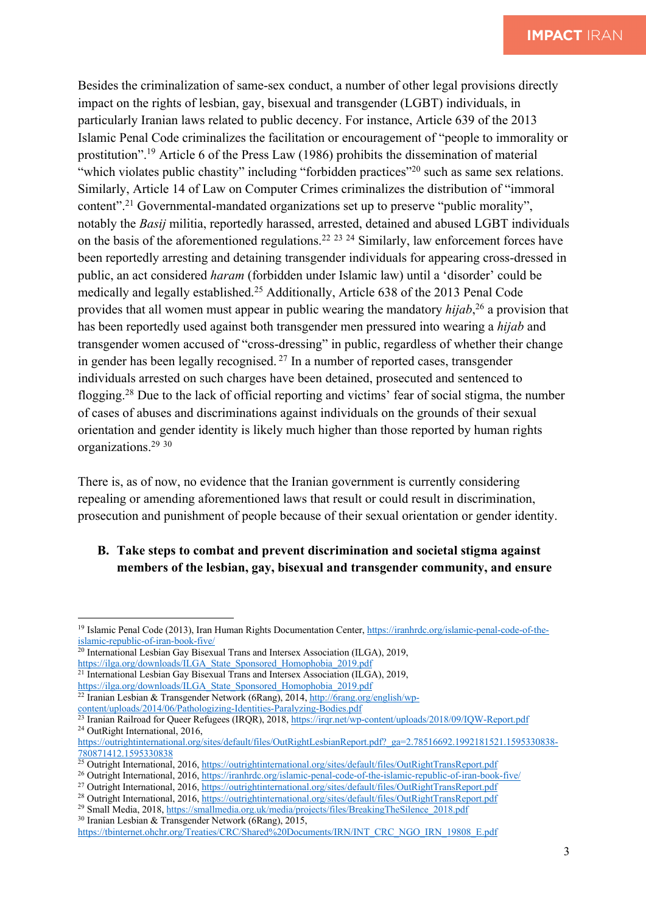Besides the criminalization of same-sex conduct, a number of other legal provisions directly impact on the rights of lesbian, gay, bisexual and transgender (LGBT) individuals, in particularly Iranian laws related to public decency. For instance, Article 639 of the 2013 Islamic Penal Code criminalizes the facilitation or encouragement of "people to immorality or prostitution".[19] Article 6 of the Press Law (1986) prohibits the dissemination of material "which violates public chastity" including "forbidden practices"[20] such as same sex relations. Similarly, Article 14 of Law on Computer Crimes criminalizes the distribution of "immoral content".[21] Governmental-mandated organizations set up to preserve "public morality", notably the *Basij* militia, reportedly harassed, arrested, detained and abused LGBT individuals on the basis of the aforementioned regulations.[22] [23] [24] Similarly, law enforcement forces have been reportedly arresting and detaining transgender individuals for appearing cross-dressed in public, an act considered *haram* (forbidden under Islamic law) until a 'disorder' could be medically and legally established.[25] Additionally, Article 638 of the 2013 Penal Code provides that all women must appear in public wearing the mandatory *hijab*,[26] a provision that has been reportedly used against both transgender men pressured into wearing a *hijab* and transgender women accused of "cross-dressing" in public, regardless of whether their change in gender has been legally recognised. [27] In a number of reported cases, transgender individuals arrested on such charges have been detained, prosecuted and sentenced to flogging.[28] Due to the lack of official reporting and victims' fear of social stigma, the number of cases of abuses and discriminations against individuals on the grounds of their sexual orientation and gender identity is likely much higher than those reported by human rights organizations.[29] [30]

There is, as of now, no evidence that the Iranian government is currently considering repealing or amending aforementioned laws that result or could result in discrimination, prosecution and punishment of people because of their sexual orientation or gender identity.

### B. Take steps to combat and prevent discrimination and societal stigma against members of the lesbian, gay, bisexual and transgender community, and ensure

---

[19] Islamic Penal Code (2013), Iran Human Rights Documentation Center, https://iranhrdc.org/islamic-penal-code-of-the-islamic-republic-of-iran-book-five/

[20] International Lesbian Gay Bisexual Trans and Intersex Association (ILGA), 2019, https://ilga.org/downloads/ILGA_State_Sponsored_Homophobia_2019.pdf

[21] International Lesbian Gay Bisexual Trans and Intersex Association (ILGA), 2019, https://ilga.org/downloads/ILGA_State_Sponsored_Homophobia_2019.pdf

[22] Iranian Lesbian & Transgender Network (6Rang), 2014, http://6rang.org/english/wp-content/uploads/2014/06/Pathologizing-Identities-Paralyzing-Bodies.pdf

[23] Iranian Railroad for Queer Refugees (IRQR), 2018, https://irqr.net/wp-content/uploads/2018/09/IQW-Report.pdf

[24] OutRight International, 2016, https://outrightinternational.org/sites/default/files/OutRightLesbianReport.pdf?_ga=2.78516692.1992181521.1595330838-780871412.1595330838

[25] Outright International, 2016, https://outrightinternational.org/sites/default/files/OutRightTransReport.pdf

[26] Outright International, 2016, https://iranhrdc.org/islamic-penal-code-of-the-islamic-republic-of-iran-book-five/

[27] Outright International, 2016, https://outrightinternational.org/sites/default/files/OutRightTransReport.pdf

[28] Outright International, 2016, https://outrightinternational.org/sites/default/files/OutRightTransReport.pdf

[29] Small Media, 2018, https://smallmedia.org.uk/media/projects/files/BreakingTheSilence_2018.pdf

[30] Iranian Lesbian & Transgender Network (6Rang), 2015, https://tbinternet.ohchr.org/Treaties/CRC/Shared%20Documents/IRN/INT_CRC_NGO_IRN_19808_E.pdf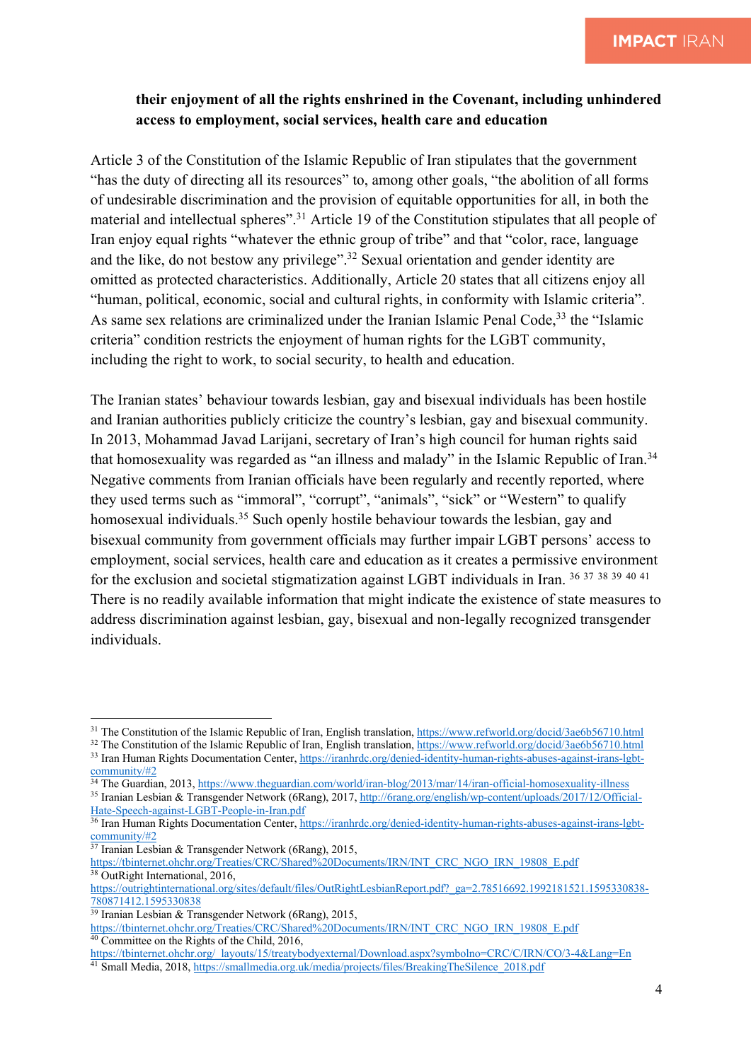**their enjoyment of all the rights enshrined in the Covenant, including unhindered access to employment, social services, health care and education**

Article 3 of the Constitution of the Islamic Republic of Iran stipulates that the government "has the duty of directing all its resources" to, among other goals, "the abolition of all forms of undesirable discrimination and the provision of equitable opportunities for all, in both the material and intellectual spheres".[31] Article 19 of the Constitution stipulates that all people of Iran enjoy equal rights "whatever the ethnic group of tribe" and that "color, race, language and the like, do not bestow any privilege".[32] Sexual orientation and gender identity are omitted as protected characteristics. Additionally, Article 20 states that all citizens enjoy all "human, political, economic, social and cultural rights, in conformity with Islamic criteria". As same sex relations are criminalized under the Iranian Islamic Penal Code,[33] the "Islamic criteria" condition restricts the enjoyment of human rights for the LGBT community, including the right to work, to social security, to health and education.

The Iranian states' behaviour towards lesbian, gay and bisexual individuals has been hostile and Iranian authorities publicly criticize the country's lesbian, gay and bisexual community. In 2013, Mohammad Javad Larijani, secretary of Iran's high council for human rights said that homosexuality was regarded as "an illness and malady" in the Islamic Republic of Iran.[34] Negative comments from Iranian officials have been regularly and recently reported, where they used terms such as "immoral", "corrupt", "animals", "sick" or "Western" to qualify homosexual individuals.[35] Such openly hostile behaviour towards the lesbian, gay and bisexual community from government officials may further impair LGBT persons' access to employment, social services, health care and education as it creates a permissive environment for the exclusion and societal stigmatization against LGBT individuals in Iran. [36] [37] [38] [39] [40] [41] There is no readily available information that might indicate the existence of state measures to address discrimination against lesbian, gay, bisexual and non-legally recognized transgender individuals.

---

[31] The Constitution of the Islamic Republic of Iran, English translation, https://www.refworld.org/docid/3ae6b56710.html

[32] The Constitution of the Islamic Republic of Iran, English translation, https://www.refworld.org/docid/3ae6b56710.html

[33] Iran Human Rights Documentation Center, https://iranhrdc.org/denied-identity-human-rights-abuses-against-irans-lgbt-community/#2

[34] The Guardian, 2013, https://www.theguardian.com/world/iran-blog/2013/mar/14/iran-official-homosexuality-illness

[35] Iranian Lesbian & Transgender Network (6Rang), 2017, http://6rang.org/english/wp-content/uploads/2017/12/Official-Hate-Speech-against-LGBT-People-in-Iran.pdf

[36] Iran Human Rights Documentation Center, https://iranhrdc.org/denied-identity-human-rights-abuses-against-irans-lgbt-community/#2

[37] Iranian Lesbian & Transgender Network (6Rang), 2015, https://tbinternet.ohchr.org/Treaties/CRC/Shared%20Documents/IRN/INT_CRC_NGO_IRN_19808_E.pdf

[38] OutRight International, 2016, https://outrightinternational.org/sites/default/files/OutRightLesbianReport.pdf?_ga=2.78516692.1992181521.1595330838-780871412.1595330838

[39] Iranian Lesbian & Transgender Network (6Rang), 2015, https://tbinternet.ohchr.org/Treaties/CRC/Shared%20Documents/IRN/INT_CRC_NGO_IRN_19808_E.pdf

[40] Committee on the Rights of the Child, 2016, https://tbinternet.ohchr.org/_layouts/15/treatybodyexternal/Download.aspx?symbolno=CRC/C/IRN/CO/3-4&Lang=En

[41] Small Media, 2018, https://smallmedia.org.uk/media/projects/files/BreakingTheSilence_2018.pdf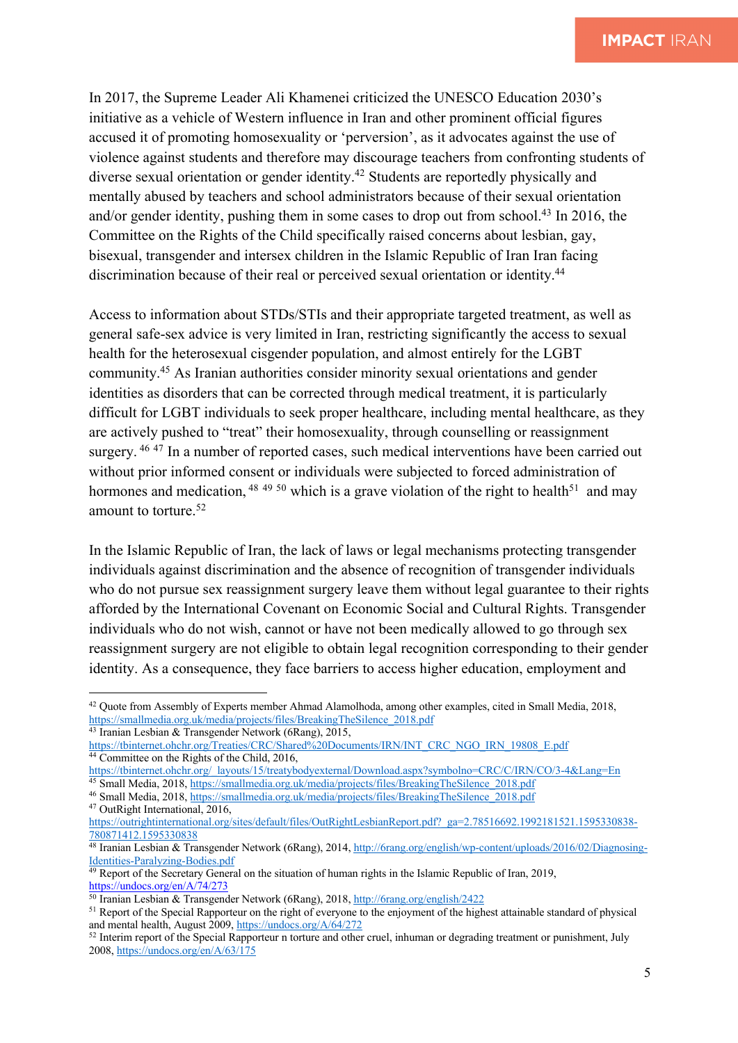In 2017, the Supreme Leader Ali Khamenei criticized the UNESCO Education 2030's initiative as a vehicle of Western influence in Iran and other prominent official figures accused it of promoting homosexuality or 'perversion', as it advocates against the use of violence against students and therefore may discourage teachers from confronting students of diverse sexual orientation or gender identity.[42] Students are reportedly physically and mentally abused by teachers and school administrators because of their sexual orientation and/or gender identity, pushing them in some cases to drop out from school.[43] In 2016, the Committee on the Rights of the Child specifically raised concerns about lesbian, gay, bisexual, transgender and intersex children in the Islamic Republic of Iran Iran facing discrimination because of their real or perceived sexual orientation or identity.[44]

Access to information about STDs/STIs and their appropriate targeted treatment, as well as general safe-sex advice is very limited in Iran, restricting significantly the access to sexual health for the heterosexual cisgender population, and almost entirely for the LGBT community.[45] As Iranian authorities consider minority sexual orientations and gender identities as disorders that can be corrected through medical treatment, it is particularly difficult for LGBT individuals to seek proper healthcare, including mental healthcare, as they are actively pushed to "treat" their homosexuality, through counselling or reassignment surgery.[46] [47] In a number of reported cases, such medical interventions have been carried out without prior informed consent or individuals were subjected to forced administration of hormones and medication,[48] [49] [50] which is a grave violation of the right to health[51] and may amount to torture.[52]

In the Islamic Republic of Iran, the lack of laws or legal mechanisms protecting transgender individuals against discrimination and the absence of recognition of transgender individuals who do not pursue sex reassignment surgery leave them without legal guarantee to their rights afforded by the International Covenant on Economic Social and Cultural Rights. Transgender individuals who do not wish, cannot or have not been medically allowed to go through sex reassignment surgery are not eligible to obtain legal recognition corresponding to their gender identity. As a consequence, they face barriers to access higher education, employment and

---

[42] Quote from Assembly of Experts member Ahmad Alamolhoda, among other examples, cited in Small Media, 2018, https://smallmedia.org.uk/media/projects/files/BreakingTheSilence_2018.pdf

[43] Iranian Lesbian & Transgender Network (6Rang), 2015, https://tbinternet.ohchr.org/Treaties/CRC/Shared%20Documents/IRN/INT_CRC_NGO_IRN_19808_E.pdf

[44] Committee on the Rights of the Child, 2016, https://tbinternet.ohchr.org/_layouts/15/treatybodyexternal/Download.aspx?symbolno=CRC/C/IRN/CO/3-4&Lang=En

[45] Small Media, 2018, https://smallmedia.org.uk/media/projects/files/BreakingTheSilence_2018.pdf

[46] Small Media, 2018, https://smallmedia.org.uk/media/projects/files/BreakingTheSilence_2018.pdf

[47] OutRight International, 2016, https://outrightinternational.org/sites/default/files/OutRightLesbianReport.pdf?_ga=2.78516692.1992181521.1595330838-780871412.1595330838

[48] Iranian Lesbian & Transgender Network (6Rang), 2014, http://6rang.org/english/wp-content/uploads/2016/02/Diagnosing-Identities-Paralyzing-Bodies.pdf

[49] Report of the Secretary General on the situation of human rights in the Islamic Republic of Iran, 2019, https://undocs.org/en/A/74/273

[50] Iranian Lesbian & Transgender Network (6Rang), 2018, http://6rang.org/english/2422

[51] Report of the Special Rapporteur on the right of everyone to the enjoyment of the highest attainable standard of physical and mental health, August 2009, https://undocs.org/A/64/272

[52] Interim report of the Special Rapporteur n torture and other cruel, inhuman or degrading treatment or punishment, July 2008, https://undocs.org/en/A/63/175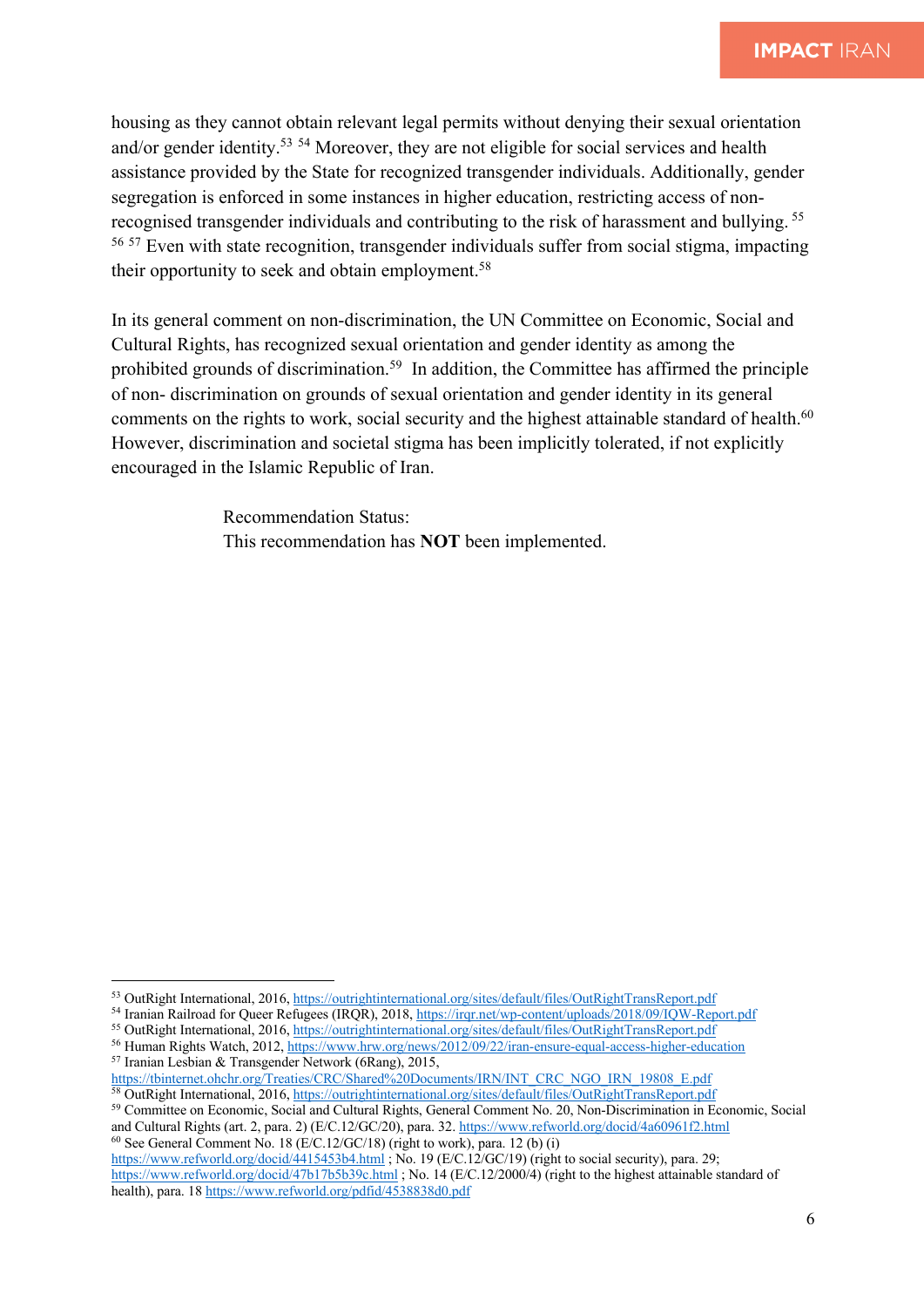housing as they cannot obtain relevant legal permits without denying their sexual orientation and/or gender identity.[53] [54] Moreover, they are not eligible for social services and health assistance provided by the State for recognized transgender individuals. Additionally, gender segregation is enforced in some instances in higher education, restricting access of non-recognised transgender individuals and contributing to the risk of harassment and bullying.[55] [56] [57] Even with state recognition, transgender individuals suffer from social stigma, impacting their opportunity to seek and obtain employment.[58]

In its general comment on non-discrimination, the UN Committee on Economic, Social and Cultural Rights, has recognized sexual orientation and gender identity as among the prohibited grounds of discrimination.[59] In addition, the Committee has affirmed the principle of non- discrimination on grounds of sexual orientation and gender identity in its general comments on the rights to work, social security and the highest attainable standard of health.[60] However, discrimination and societal stigma has been implicitly tolerated, if not explicitly encouraged in the Islamic Republic of Iran.

Recommendation Status:
This recommendation has **NOT** been implemented.

---

[53] OutRight International, 2016, https://outrightinternational.org/sites/default/files/OutRightTransReport.pdf
[54] Iranian Railroad for Queer Refugees (IRQR), 2018, https://irqr.net/wp-content/uploads/2018/09/IQW-Report.pdf
[55] OutRight International, 2016, https://outrightinternational.org/sites/default/files/OutRightTransReport.pdf
[56] Human Rights Watch, 2012, https://www.hrw.org/news/2012/09/22/iran-ensure-equal-access-higher-education
[57] Iranian Lesbian & Transgender Network (6Rang), 2015, https://tbinternet.ohchr.org/Treaties/CRC/Shared%20Documents/IRN/INT_CRC_NGO_IRN_19808_E.pdf
[58] OutRight International, 2016, https://outrightinternational.org/sites/default/files/OutRightTransReport.pdf
[59] Committee on Economic, Social and Cultural Rights, General Comment No. 20, Non-Discrimination in Economic, Social and Cultural Rights (art. 2, para. 2) (E/C.12/GC/20), para. 32. https://www.refworld.org/docid/4a60961f2.html
[60] See General Comment No. 18 (E/C.12/GC/18) (right to work), para. 12 (b) (i) https://www.refworld.org/docid/4415453b4.html ; No. 19 (E/C.12/GC/19) (right to social security), para. 29; https://www.refworld.org/docid/47b17b5b39c.html ; No. 14 (E/C.12/2000/4) (right to the highest attainable standard of health), para. 18 https://www.refworld.org/pdfid/4538838d0.pdf